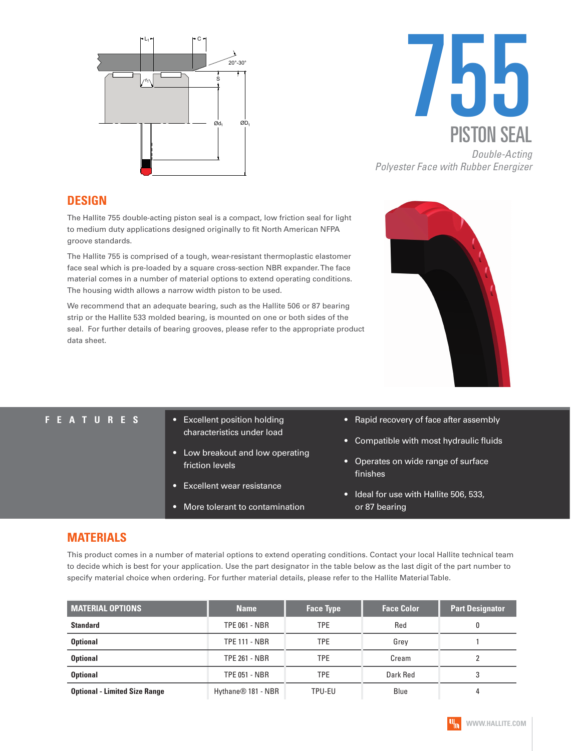# 755

## PISTON SEAL

*Double-Acting*
*Polyester Face with Rubber Energizer*

## DESIGN

The Hallite 755 double-acting piston seal is a compact, low friction seal for light to medium duty applications designed originally to fit North American NFPA groove standards.

The Hallite 755 is comprised of a tough, wear-resistant thermoplastic elastomer face seal which is pre-loaded by a square cross-section NBR expander. The face material comes in a number of material options to extend operating conditions. The housing width allows a narrow width piston to be used.

We recommend that an adequate bearing, such as the Hallite 506 or 87 bearing strip or the Hallite 533 molded bearing, is mounted on one or both sides of the seal. For further details of bearing grooves, please refer to the appropriate product data sheet.

## FEATURES

- Excellent position holding characteristics under load
- Low breakout and low operating friction levels
- Excellent wear resistance
- More tolerant to contamination
- Rapid recovery of face after assembly
- Compatible with most hydraulic fluids
- Operates on wide range of surface finishes
- Ideal for use with Hallite 506, 533, or 87 bearing

## MATERIALS

This product comes in a number of material options to extend operating conditions. Contact your local Hallite technical team to decide which is best for your application. Use the part designator in the table below as the last digit of the part number to specify material choice when ordering. For further material details, please refer to the Hallite Material Table.

| MATERIAL OPTIONS | Name | Face Type | Face Color | Part Designator |
|---|---|---|---|---|
| **Standard** | TPE 061 - NBR | TPE | Red | 0 |
| **Optional** | TPE 111 - NBR | TPE | Grey | 1 |
| **Optional** | TPE 261 - NBR | TPE | Cream | 2 |
| **Optional** | TPE 051 - NBR | TPE | Dark Red | 3 |
| **Optional - Limited Size Range** | Hythane® 181 - NBR | TPU-EU | Blue | 4 |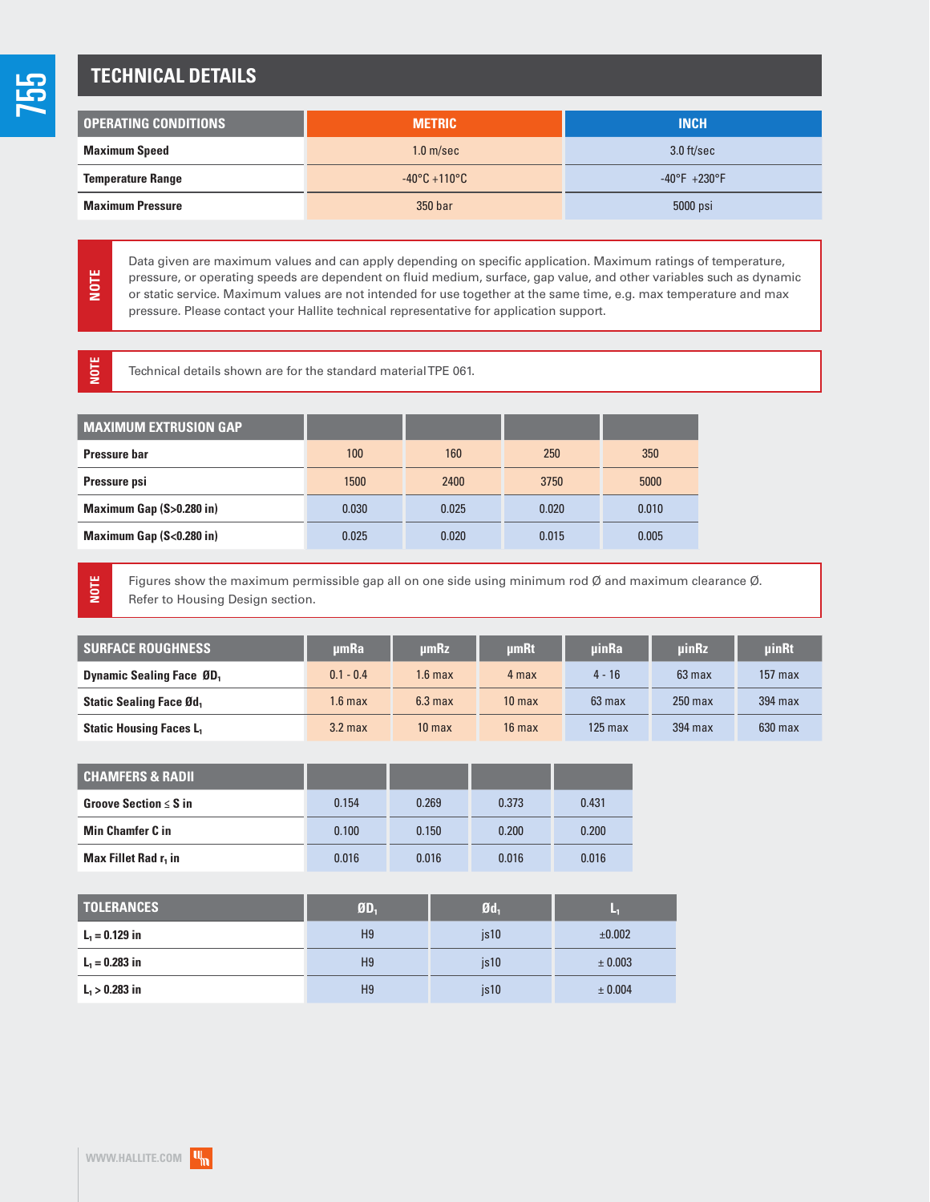## TECHNICAL DETAILS

| OPERATING CONDITIONS | METRIC | INCH |
|---|---|---|
| Maximum Speed | 1.0 m/sec | 3.0 ft/sec |
| Temperature Range | -40°C +110°C | -40°F +230°F |
| Maximum Pressure | 350 bar | 5000 psi |

**NOTE**

Data given are maximum values and can apply depending on specific application. Maximum ratings of temperature, pressure, or operating speeds are dependent on fluid medium, surface, gap value, and other variables such as dynamic or static service. Maximum values are not intended for use together at the same time, e.g. max temperature and max pressure. Please contact your Hallite technical representative for application support.

**NOTE**

Technical details shown are for the standard material TPE 061.

| MAXIMUM EXTRUSION GAP | | | | |
|---|---|---|---|---|
| Pressure bar | 100 | 160 | 250 | 350 |
| Pressure psi | 1500 | 2400 | 3750 | 5000 |
| Maximum Gap (S>0.280 in) | 0.030 | 0.025 | 0.020 | 0.010 |
| Maximum Gap (S<0.280 in) | 0.025 | 0.020 | 0.015 | 0.005 |

**NOTE**

Figures show the maximum permissible gap all on one side using minimum rod Ø and maximum clearance Ø. Refer to Housing Design section.

| SURFACE ROUGHNESS | μmRa | μmRz | μmRt | μinRa | μinRz | μinRt |
|---|---|---|---|---|---|---|
| Dynamic Sealing Face $ØD_1$ | 0.1 - 0.4 | 1.6 max | 4 max | 4 - 16 | 63 max | 157 max |
| Static Sealing Face $Ød_1$ | 1.6 max | 6.3 max | 10 max | 63 max | 250 max | 394 max |
| Static Housing Faces $L_1$ | 3.2 max | 10 max | 16 max | 125 max | 394 max | 630 max |

| CHAMFERS & RADII | | | | |
|---|---|---|---|---|
| Groove Section ≤ S in | 0.154 | 0.269 | 0.373 | 0.431 |
| Min Chamfer C in | 0.100 | 0.150 | 0.200 | 0.200 |
| Max Fillet Rad $r_1$ in | 0.016 | 0.016 | 0.016 | 0.016 |

| TOLERANCES | $ØD_1$ | $Ød_1$ | $L_1$ |
|---|---|---|---|
| $L_1$ = 0.129 in | H9 | js10 | ±0.002 |
| $L_1$ = 0.283 in | H9 | js10 | ± 0.003 |
| $L_1$ > 0.283 in | H9 | js10 | ± 0.004 |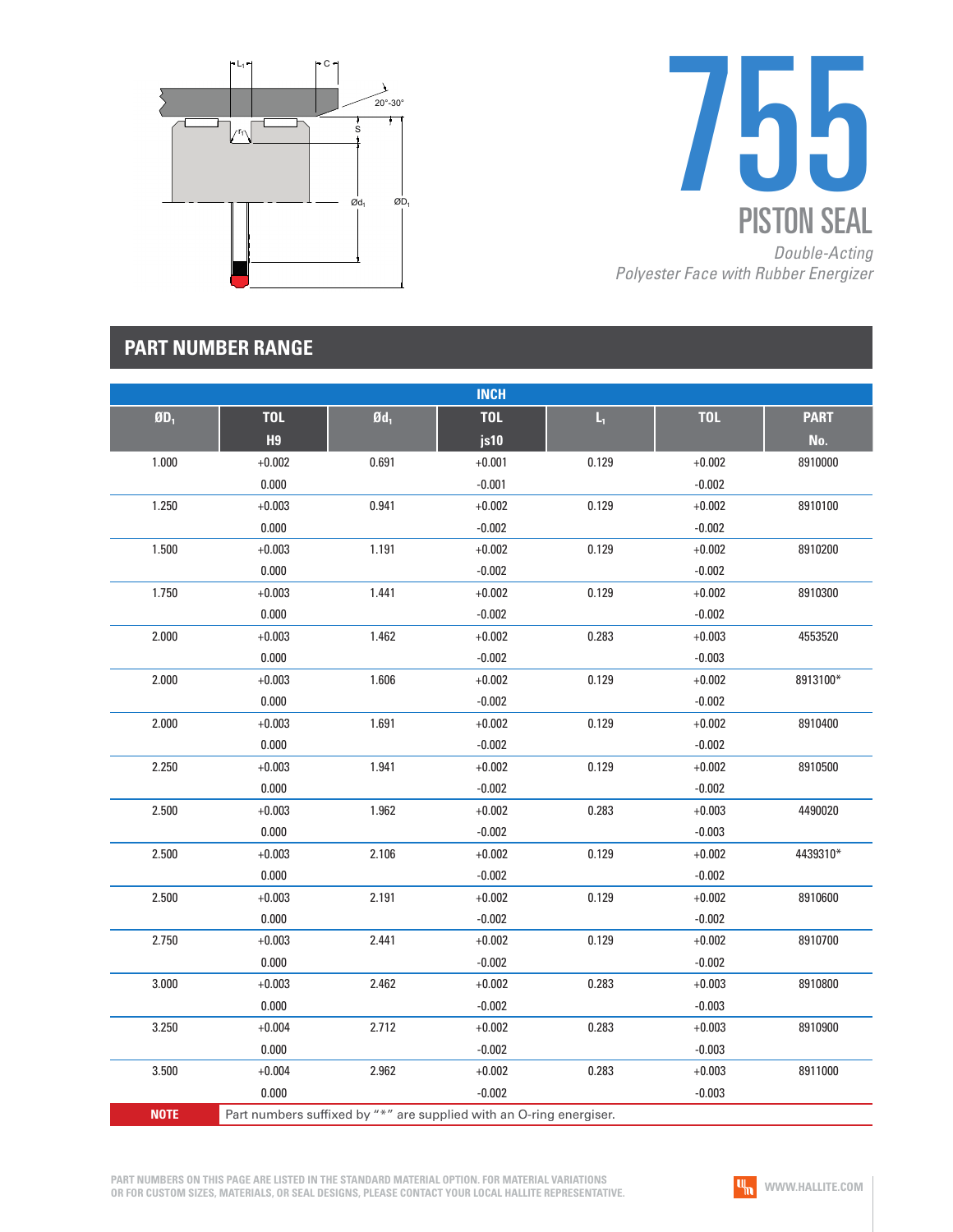# 755

## PISTON SEAL

*Double-Acting*
*Polyester Face with Rubber Energizer*

## PART NUMBER RANGE

| INCH | | | | | | |
|---|---|---|---|---|---|---|
| $ØD_1$ | TOL H9 | $Ød_1$ | TOL js10 | $L_1$ | TOL | PART No. |
| 1.000 | +0.002 / 0.000 | 0.691 | +0.001 / -0.001 | 0.129 | +0.002 / -0.002 | 8910000 |
| 1.250 | +0.003 / 0.000 | 0.941 | +0.002 / -0.002 | 0.129 | +0.002 / -0.002 | 8910100 |
| 1.500 | +0.003 / 0.000 | 1.191 | +0.002 / -0.002 | 0.129 | +0.002 / -0.002 | 8910200 |
| 1.750 | +0.003 / 0.000 | 1.441 | +0.002 / -0.002 | 0.129 | +0.002 / -0.002 | 8910300 |
| 2.000 | +0.003 / 0.000 | 1.462 | +0.002 / -0.002 | 0.283 | +0.003 / -0.003 | 4553520 |
| 2.000 | +0.003 / 0.000 | 1.606 | +0.002 / -0.002 | 0.129 | +0.002 / -0.002 | 8913100* |
| 2.000 | +0.003 / 0.000 | 1.691 | +0.002 / -0.002 | 0.129 | +0.002 / -0.002 | 8910400 |
| 2.250 | +0.003 / 0.000 | 1.941 | +0.002 / -0.002 | 0.129 | +0.002 / -0.002 | 8910500 |
| 2.500 | +0.003 / 0.000 | 1.962 | +0.002 / -0.002 | 0.283 | +0.003 / -0.003 | 4490020 |
| 2.500 | +0.003 / 0.000 | 2.106 | +0.002 / -0.002 | 0.129 | +0.002 / -0.002 | 4439310* |
| 2.500 | +0.003 / 0.000 | 2.191 | +0.002 / -0.002 | 0.129 | +0.002 / -0.002 | 8910600 |
| 2.750 | +0.003 / 0.000 | 2.441 | +0.002 / -0.002 | 0.129 | +0.002 / -0.002 | 8910700 |
| 3.000 | +0.003 / 0.000 | 2.462 | +0.002 / -0.002 | 0.283 | +0.003 / -0.003 | 8910800 |
| 3.250 | +0.004 / 0.000 | 2.712 | +0.002 / -0.002 | 0.283 | +0.003 / -0.003 | 8910900 |
| 3.500 | +0.004 / 0.000 | 2.962 | +0.002 / -0.002 | 0.283 | +0.003 / -0.003 | 8911000 |

**NOTE** Part numbers suffixed by "*" are supplied with an O-ring energiser.

PART NUMBERS ON THIS PAGE ARE LISTED IN THE STANDARD MATERIAL OPTION. FOR MATERIAL VARIATIONS OR FOR CUSTOM SIZES, MATERIALS, OR SEAL DESIGNS, PLEASE CONTACT YOUR LOCAL HALLITE REPRESENTATIVE.

WWW.HALLITE.COM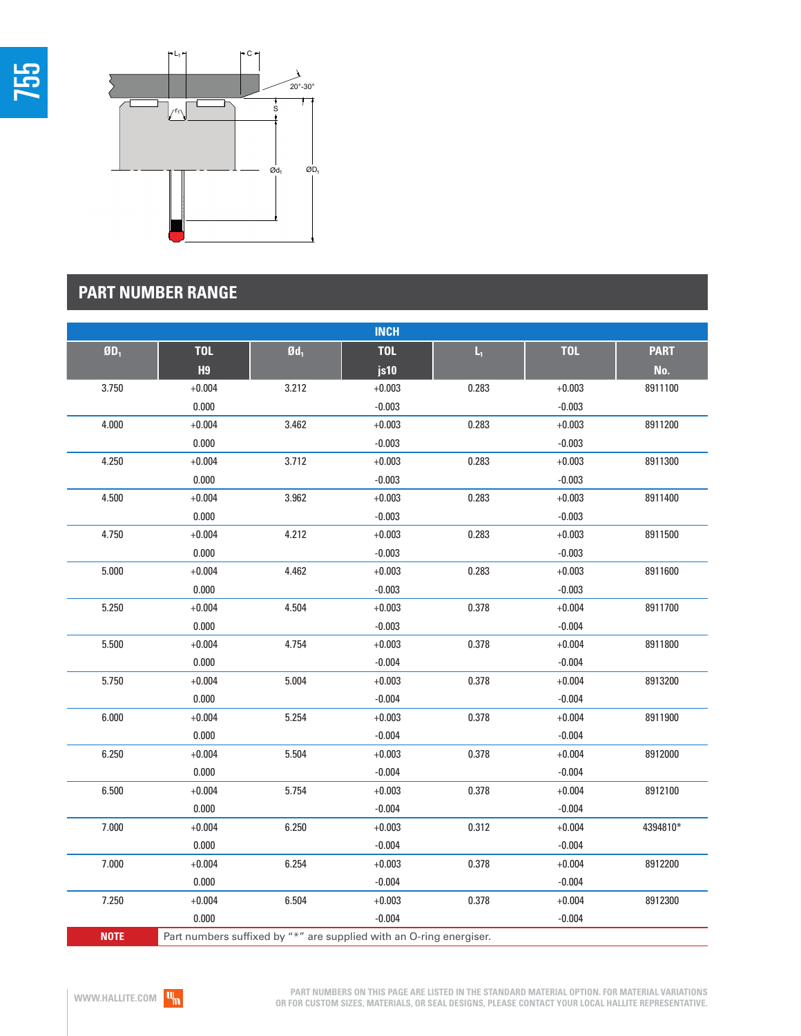## PART NUMBER RANGE

| INCH | | | | | | |
|---|---|---|---|---|---|---|
| $ØD_1$ | TOL H9 | $Ød_1$ | TOL js10 | $L_1$ | TOL | PART No. |
| 3.750 | +0.004 0.000 | 3.212 | +0.003 -0.003 | 0.283 | +0.003 -0.003 | 8911100 |
| 4.000 | +0.004 0.000 | 3.462 | +0.003 -0.003 | 0.283 | +0.003 -0.003 | 8911200 |
| 4.250 | +0.004 0.000 | 3.712 | +0.003 -0.003 | 0.283 | +0.003 -0.003 | 8911300 |
| 4.500 | +0.004 0.000 | 3.962 | +0.003 -0.003 | 0.283 | +0.003 -0.003 | 8911400 |
| 4.750 | +0.004 0.000 | 4.212 | +0.003 -0.003 | 0.283 | +0.003 -0.003 | 8911500 |
| 5.000 | +0.004 0.000 | 4.462 | +0.003 -0.003 | 0.283 | +0.003 -0.003 | 8911600 |
| 5.250 | +0.004 0.000 | 4.504 | +0.003 -0.003 | 0.378 | +0.004 -0.004 | 8911700 |
| 5.500 | +0.004 0.000 | 4.754 | +0.003 -0.004 | 0.378 | +0.004 -0.004 | 8911800 |
| 5.750 | +0.004 0.000 | 5.004 | +0.003 -0.004 | 0.378 | +0.004 -0.004 | 8913200 |
| 6.000 | +0.004 0.000 | 5.254 | +0.003 -0.004 | 0.378 | +0.004 -0.004 | 8911900 |
| 6.250 | +0.004 0.000 | 5.504 | +0.003 -0.004 | 0.378 | +0.004 -0.004 | 8912000 |
| 6.500 | +0.004 0.000 | 5.754 | +0.003 -0.004 | 0.378 | +0.004 -0.004 | 8912100 |
| 7.000 | +0.004 0.000 | 6.250 | +0.003 -0.004 | 0.312 | +0.004 -0.004 | 4394810* |
| 7.000 | +0.004 0.000 | 6.254 | +0.003 -0.004 | 0.378 | +0.004 -0.004 | 8912200 |
| 7.250 | +0.004 0.000 | 6.504 | +0.003 -0.004 | 0.378 | +0.004 -0.004 | 8912300 |

**NOTE** Part numbers suffixed by "*" are supplied with an O-ring energiser.

PART NUMBERS ON THIS PAGE ARE LISTED IN THE STANDARD MATERIAL OPTION. FOR MATERIAL VARIATIONS OR FOR CUSTOM SIZES, MATERIALS, OR SEAL DESIGNS, PLEASE CONTACT YOUR LOCAL HALLITE REPRESENTATIVE.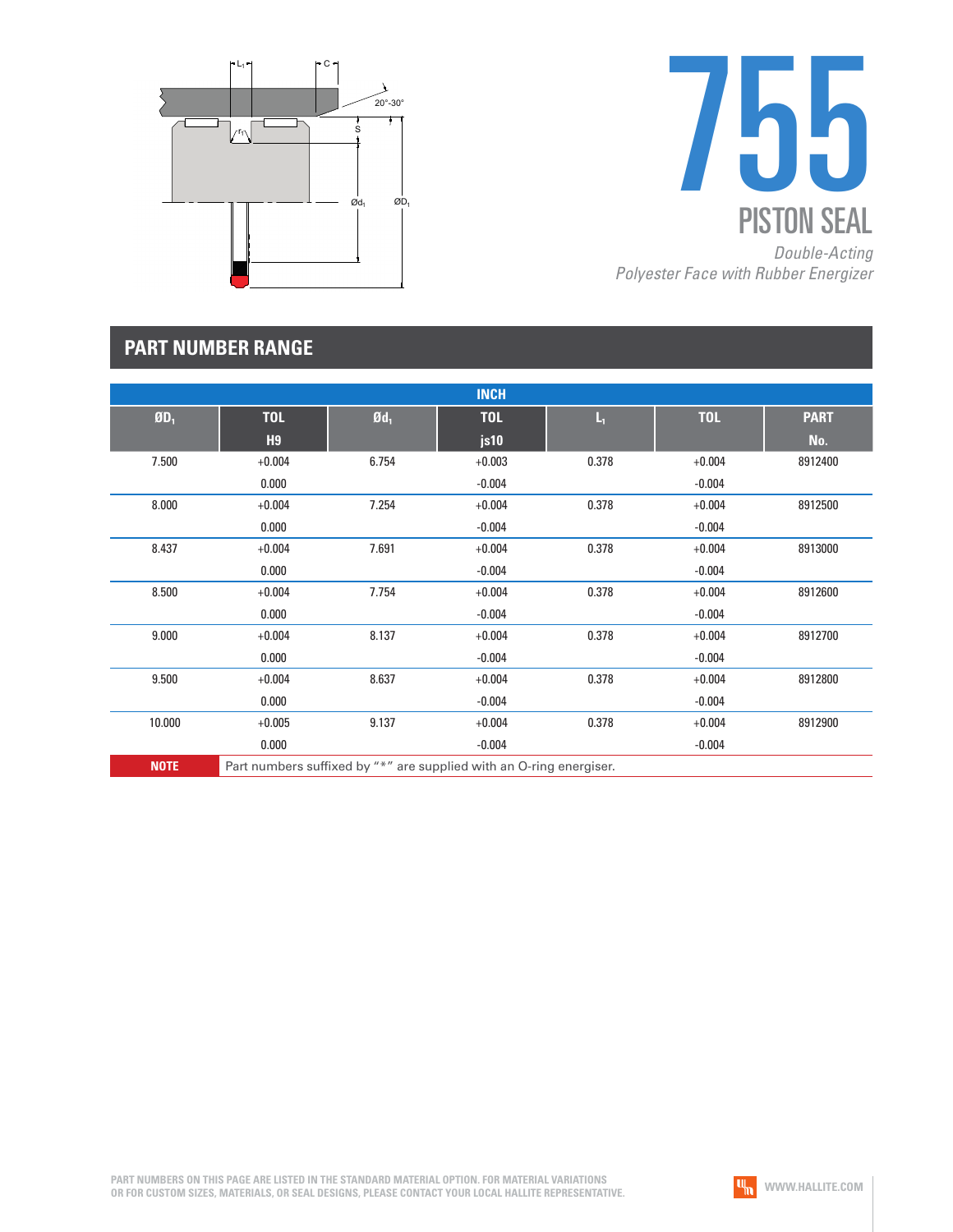# 755

## PISTON SEAL

*Double-Acting*
*Polyester Face with Rubber Energizer*

## PART NUMBER RANGE

| INCH | | | | | | |
|---|---|---|---|---|---|---|
| $ØD_1$ | TOL H9 | $Ød_1$ | TOL js10 | $L_1$ | TOL | PART No. |
| 7.500 | +0.004 0.000 | 6.754 | +0.003 -0.004 | 0.378 | +0.004 -0.004 | 8912400 |
| 8.000 | +0.004 0.000 | 7.254 | +0.004 -0.004 | 0.378 | +0.004 -0.004 | 8912500 |
| 8.437 | +0.004 0.000 | 7.691 | +0.004 -0.004 | 0.378 | +0.004 -0.004 | 8913000 |
| 8.500 | +0.004 0.000 | 7.754 | +0.004 -0.004 | 0.378 | +0.004 -0.004 | 8912600 |
| 9.000 | +0.004 0.000 | 8.137 | +0.004 -0.004 | 0.378 | +0.004 -0.004 | 8912700 |
| 9.500 | +0.004 0.000 | 8.637 | +0.004 -0.004 | 0.378 | +0.004 -0.004 | 8912800 |
| 10.000 | +0.005 0.000 | 9.137 | +0.004 -0.004 | 0.378 | +0.004 -0.004 | 8912900 |

**NOTE** Part numbers suffixed by "*" are supplied with an O-ring energiser.

PART NUMBERS ON THIS PAGE ARE LISTED IN THE STANDARD MATERIAL OPTION. FOR MATERIAL VARIATIONS OR FOR CUSTOM SIZES, MATERIALS, OR SEAL DESIGNS, PLEASE CONTACT YOUR LOCAL HALLITE REPRESENTATIVE.

WWW.HALLITE.COM